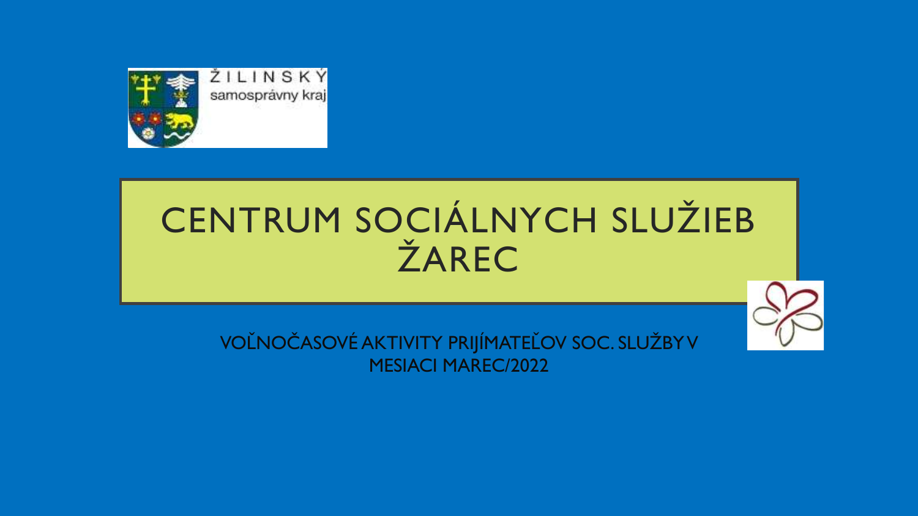ŽILINSKÝ
samosprávny kraj

# CENTRUM SOCIÁLNYCH SLUŽIEB ŽAREC

VOĽNOČASOVÉ AKTIVITY PRIJÍMATEĽOV SOC. SLUŽBY V MESIACI MAREC/2022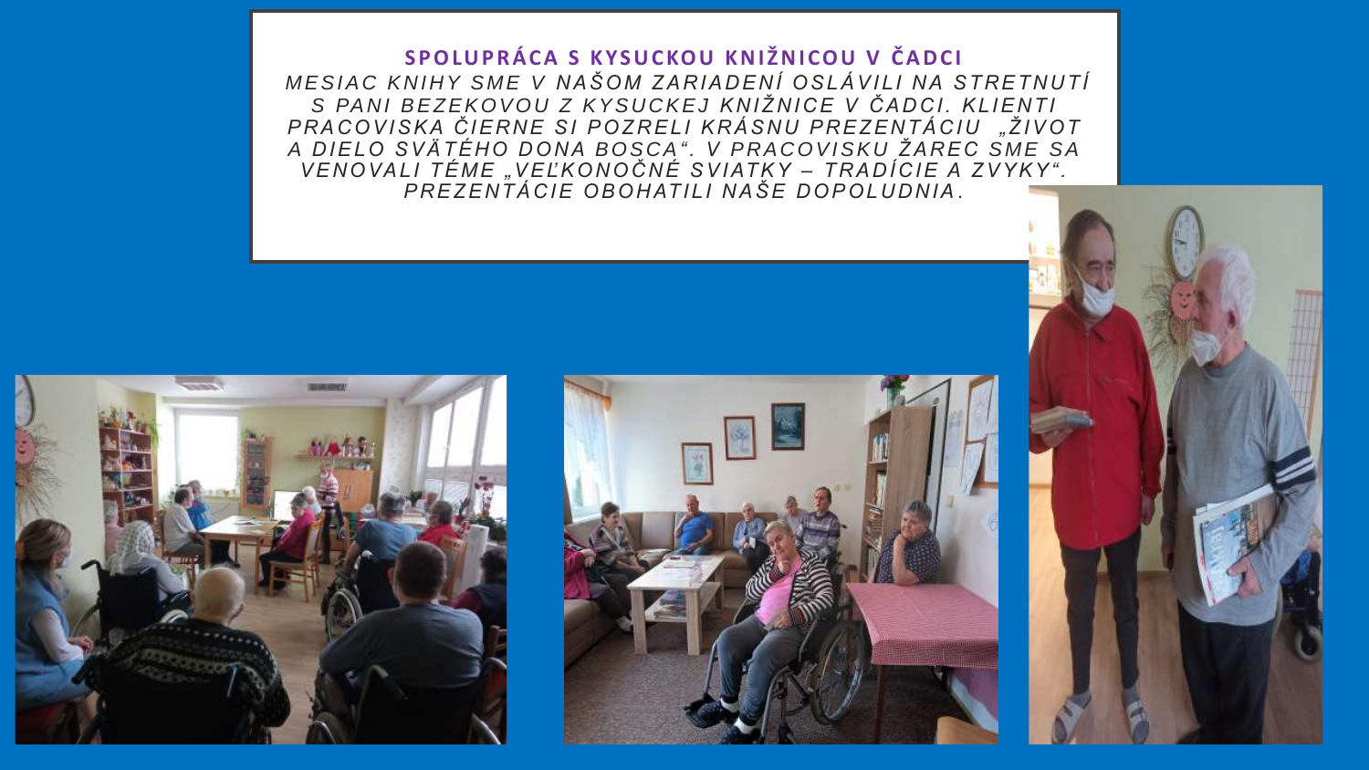## SPOLUPRÁCA S KYSUCKOU KNIŽNICOU V ČADCI

*MESIAC KNIHY SME V NAŠOM ZARIADENÍ OSLÁVILI NA STRETNUTÍ S PANI BEZEKOVOU Z KYSUCKEJ KNIŽNICE V ČADCI. KLIENTI PRACOVISKA ČIERNE SI POZRELI KRÁSNU PREZENTÁCIU „ŽIVOT A DIELO SVÄTÉHO DONA BOSCA". V PRACOVISKU ŽAREC SME SA VENOVALI TÉME „VEĽKONOČNÉ SVIATKY – TRADÍCIE A ZVYKY". PREZENTÁCIE OBOHATILI NAŠE DOPOLUDNIA.*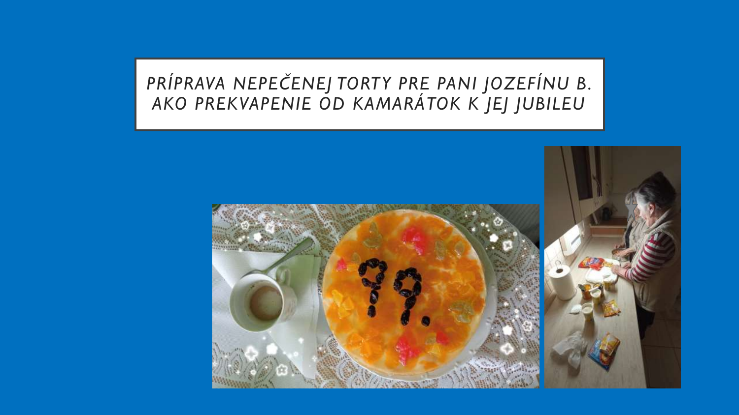*PRÍPRAVA NEPEČENEJ TORTY PRE PANI JOZEFÍNU B. AKO PREKVAPENIE OD KAMARÁTOK K JEJ JUBILEU*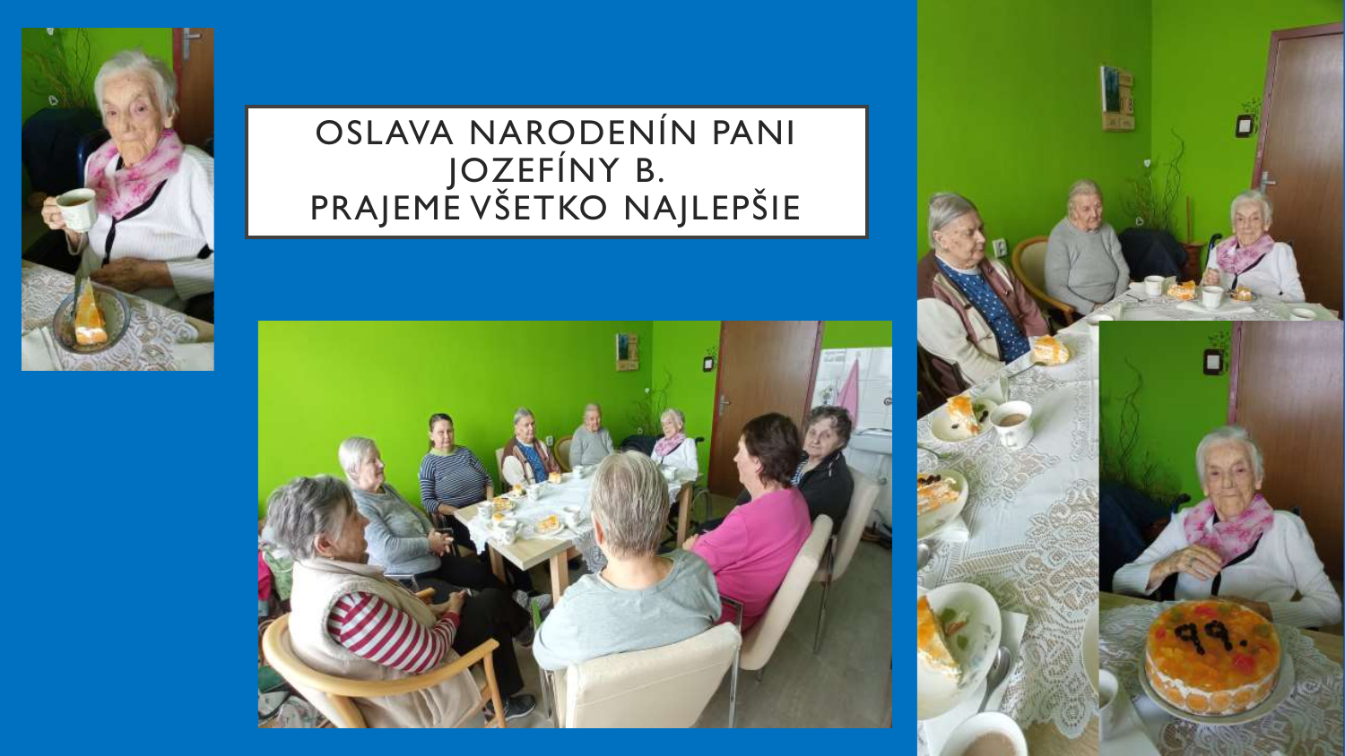# OSLAVA NARODENÍN PANI JOZEFÍNY B.

# PRAJEME VŠETKO NAJLEPŠIE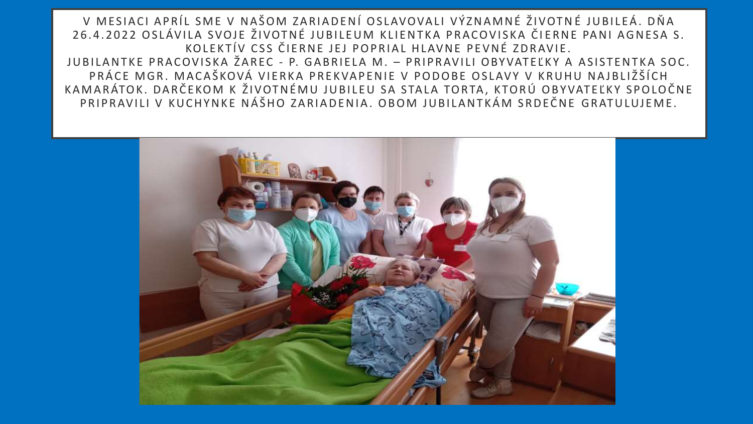V MESIACI APRÍL SME V NAŠOM ZARIADENÍ OSLAVOVALI VÝZNAMNÉ ŽIVOTNÉ JUBILEÁ. DŇA 26.4.2022 OSLÁVILA SVOJE ŽIVOTNÉ JUBILEUM KLIENTKA PRACOVISKA ČIERNE PANI AGNESA S. KOLEKTÍV CSS ČIERNE JEJ POPRIAL HLAVNE PEVNÉ ZDRAVIE.

JUBILANTKE PRACOVISKA ŽAREC - P. GABRIELA M. – PRIPRAVILI OBYVATEĽKY A ASISTENTKA SOC. PRÁCE MGR. MACAŠKOVÁ VIERKA PREKVAPENIE V PODOBE OSLAVY V KRUHU NAJBLIŽŠÍCH KAMARÁTOK. DARČEKOM K ŽIVOTNÉMU JUBILEU SA STALA TORTA, KTORÚ OBYVATEĽKY SPOLOČNE PRIPRAVILI V KUCHYNKE NÁŠHO ZARIADENIA. OBOM JUBILANTKÁM SRDEČNE GRATULUJEME.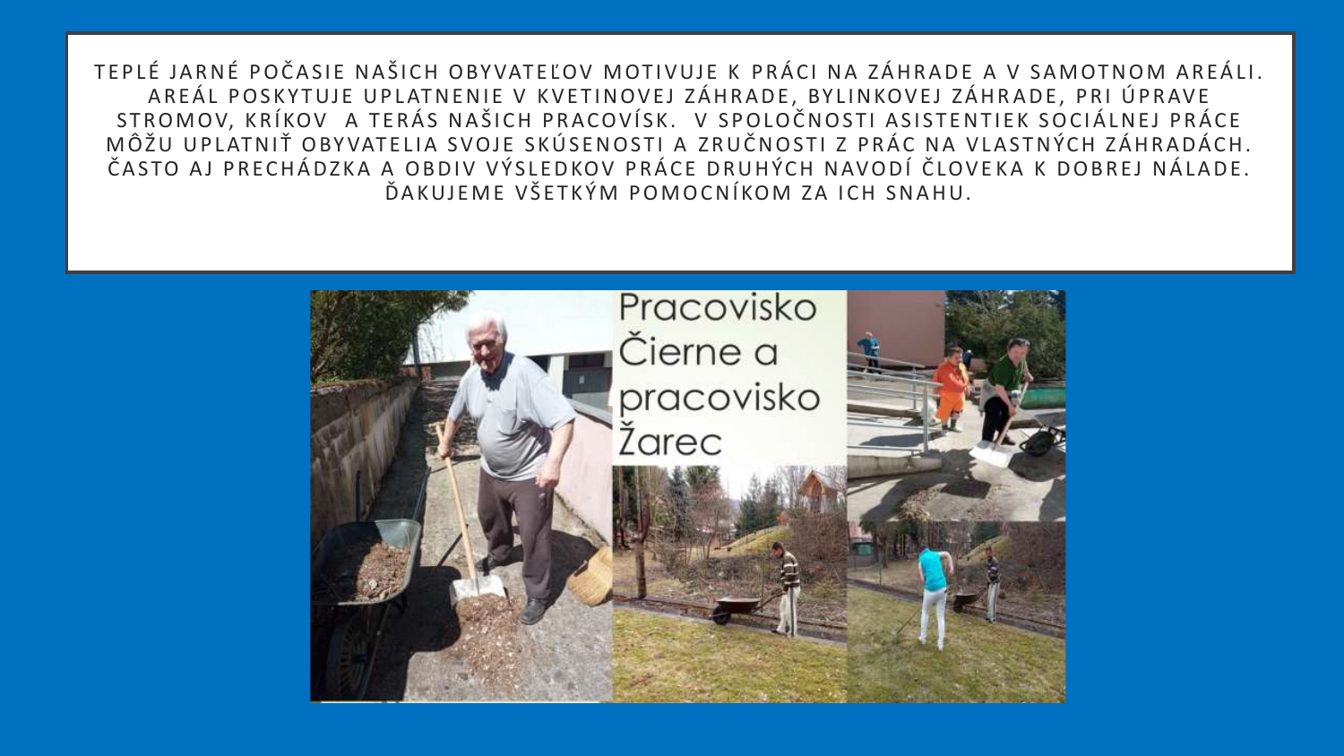TEPLÉ JARNÉ POČASIE NAŠICH OBYVATEĽOV MOTIVUJE K PRÁCI NA ZÁHRADE A V SAMOTNOM AREÁLI. AREÁL POSKYTUJE UPLATNENIE V KVETINOVEJ ZÁHRADE, BYLINKOVEJ ZÁHRADE, PRI ÚPRAVE STROMOV, KRÍKOV A TERÁS NAŠICH PRACOVÍSK. V SPOLOČNOSTI ASISTENTIEK SOCIÁLNEJ PRÁCE MÔŽU UPLATNIŤ OBYVATELIA SVOJE SKÚSENOSTI A ZRUČNOSTI Z PRÁC NA VLASTNÝCH ZÁHRADÁCH. ČASTO AJ PRECHÁDZKA A OBDIV VÝSLEDKOV PRÁCE DRUHÝCH NAVODÍ ČLOVEKA K DOBREJ NÁLADE. ĎAKUJEME VŠETKÝM POMOCNÍKOM ZA ICH SNAHU.

Pracovisko Čierne a pracovisko Žarec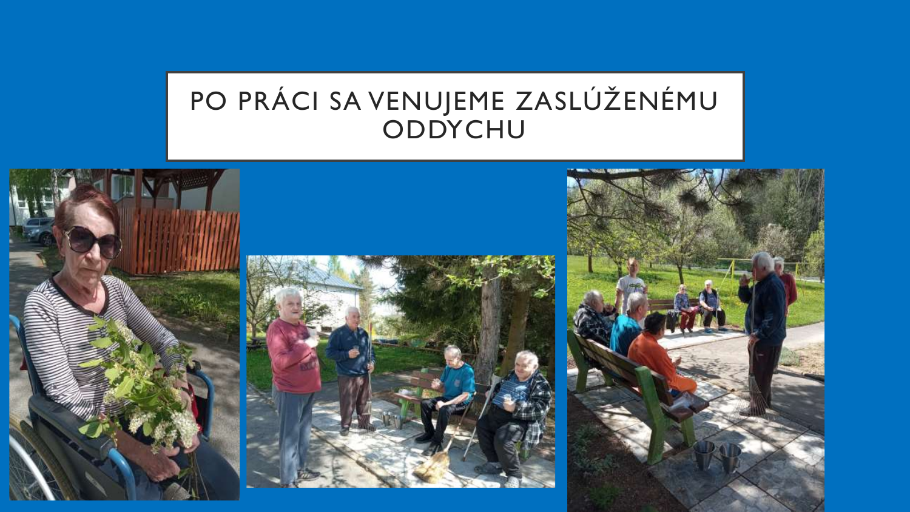# PO PRÁCI SA VENUJEME ZASLÚŽENÉMU ODDYCHU